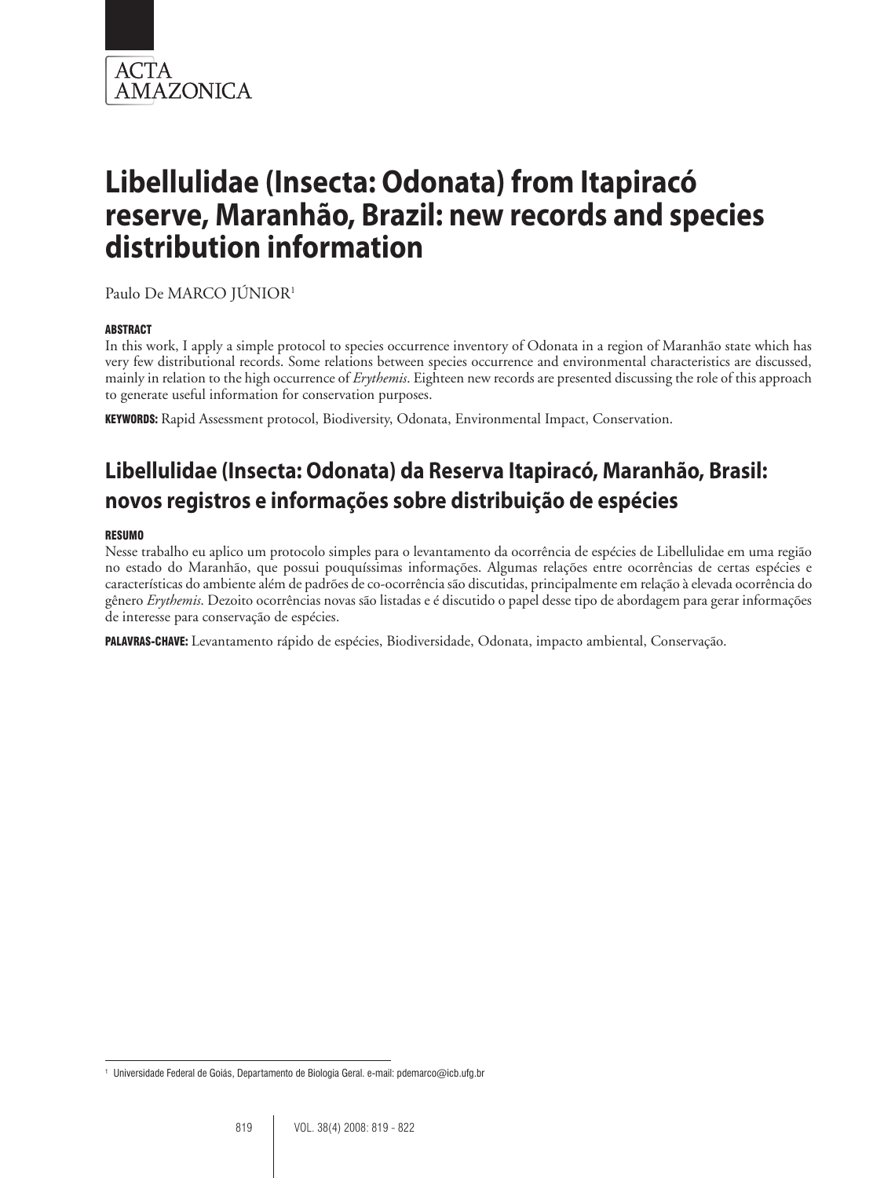# Libellulidae (Insecta: Odonata) from Itapiracó reserve, Maranhão, Brazil: new records and species distribution information

Paulo De MARCO JÚNIOR[1]

**ABSTRACT**

In this work, I apply a simple protocol to species occurrence inventory of Odonata in a region of Maranhão state which has very few distributional records. Some relations between species occurrence and environmental characteristics are discussed, mainly in relation to the high occurrence of *Erythemis*. Eighteen new records are presented discussing the role of this approach to generate useful information for conservation purposes.

**KEYWORDS:** Rapid Assessment protocol, Biodiversity, Odonata, Environmental Impact, Conservation.

## Libellulidae (Insecta: Odonata) da Reserva Itapiracó, Maranhão, Brasil: novos registros e informações sobre distribuição de espécies

**RESUMO**

Nesse trabalho eu aplico um protocolo simples para o levantamento da ocorrência de espécies de Libellulidae em uma região no estado do Maranhão, que possui pouquíssimas informações. Algumas relações entre ocorrências de certas espécies e características do ambiente além de padrões de co-ocorrência são discutidas, principalmente em relação à elevada ocorrência do gênero *Erythemis*. Dezoito ocorrências novas são listadas e é discutido o papel desse tipo de abordagem para gerar informações de interesse para conservação de espécies.

**PALAVRAS-CHAVE:** Levantamento rápido de espécies, Biodiversidade, Odonata, impacto ambiental, Conservação.

[1] Universidade Federal de Goiás, Departamento de Biologia Geral. e-mail: pdemarco@icb.ufg.br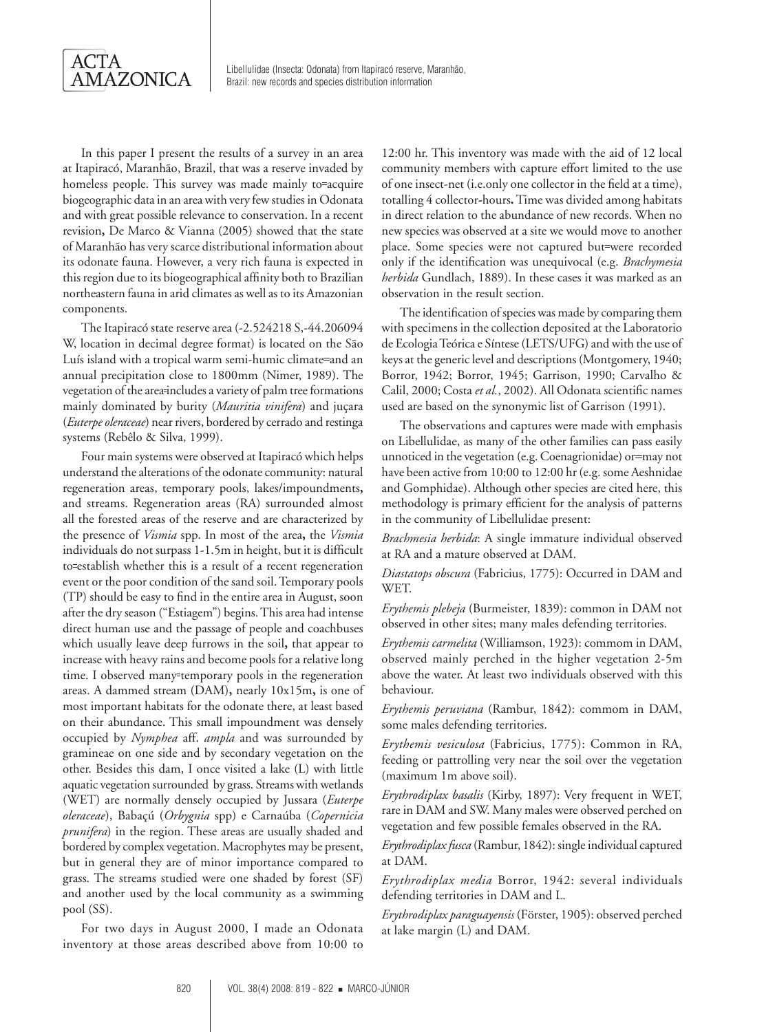In this paper I present the results of a survey in an area at Itapiracó, Maranhão, Brazil, that was a reserve invaded by homeless people. This survey was made mainly to acquire biogeographic data in an area with very few studies in Odonata and with great possible relevance to conservation. In a recent revision, De Marco & Vianna (2005) showed that the state of Maranhão has very scarce distributional information about its odonate fauna. However, a very rich fauna is expected in this region due to its biogeographical affinity both to Brazilian northeastern fauna in arid climates as well as to its Amazonian components.

The Itapiracó state reserve area (-2.524218 S,-44.206094 W, location in decimal degree format) is located on the São Luís island with a tropical warm semi-humic climate and an annual precipitation close to 1800mm (Nimer, 1989). The vegetation of the area includes a variety of palm tree formations mainly dominated by burity (*Mauritia vinifera*) and juçara (*Euterpe oleraceae*) near rivers, bordered by cerrado and restinga systems (Rebêlo & Silva, 1999).

Four main systems were observed at Itapiracó which helps understand the alterations of the odonate community: natural regeneration areas, temporary pools, lakes/impoundments, and streams. Regeneration areas (RA) surrounded almost all the forested areas of the reserve and are characterized by the presence of *Vismia* spp. In most of the area, the *Vismia* individuals do not surpass 1-1.5m in height, but it is difficult to establish whether this is a result of a recent regeneration event or the poor condition of the sand soil. Temporary pools (TP) should be easy to find in the entire area in August, soon after the dry season ("Estiagem") begins. This area had intense direct human use and the passage of people and coachbuses which usually leave deep furrows in the soil, that appear to increase with heavy rains and become pools for a relative long time. I observed many temporary pools in the regeneration areas. A dammed stream (DAM), nearly 10x15m, is one of most important habitats for the odonate there, at least based on their abundance. This small impoundment was densely occupied by *Nymphea* aff. *ampla* and was surrounded by gramineae on one side and by secondary vegetation on the other. Besides this dam, I once visited a lake (L) with little aquatic vegetation surrounded by grass. Streams with wetlands (WET) are normally densely occupied by Jussara (*Euterpe oleraceae*), Babaçú (*Orbygnia* spp) e Carnaúba (*Copernicia prunifera*) in the region. These areas are usually shaded and bordered by complex vegetation. Macrophytes may be present, but in general they are of minor importance compared to grass. The streams studied were one shaded by forest (SF) and another used by the local community as a swimming pool (SS).

For two days in August 2000, I made an Odonata inventory at those areas described above from 10:00 to 12:00 hr. This inventory was made with the aid of 12 local community members with capture effort limited to the use of one insect-net (i.e.only one collector in the field at a time), totalling 4 collector-hours. Time was divided among habitats in direct relation to the abundance of new records. When no new species was observed at a site we would move to another place. Some species were not captured but were recorded only if the identification was unequivocal (e.g. *Brachymesia herbida* Gundlach, 1889). In these cases it was marked as an observation in the result section.

The identification of species was made by comparing them with specimens in the collection deposited at the Laboratorio de Ecologia Teórica e Síntese (LETS/UFG) and with the use of keys at the generic level and descriptions (Montgomery, 1940; Borror, 1942; Borror, 1945; Garrison, 1990; Carvalho & Calil, 2000; Costa *et al.*, 2002). All Odonata scientific names used are based on the synonymic list of Garrison (1991).

The observations and captures were made with emphasis on Libellulidae, as many of the other families can pass easily unnoticed in the vegetation (e.g. Coenagrionidae) or may not have been active from 10:00 to 12:00 hr (e.g. some Aeshnidae and Gomphidae). Although other species are cited here, this methodology is primary efficient for the analysis of patterns in the community of Libellulidae present:

*Brachmesia herbida*: A single immature individual observed at RA and a mature observed at DAM.

*Diastatops obscura* (Fabricius, 1775): Occurred in DAM and WET.

*Erythemis plebeja* (Burmeister, 1839): common in DAM not observed in other sites; many males defending territories.

*Erythemis carmelita* (Williamson, 1923): commom in DAM, observed mainly perched in the higher vegetation 2-5m above the water. At least two individuals observed with this behaviour.

*Erythemis peruviana* (Rambur, 1842): commom in DAM, some males defending territories.

*Erythemis vesiculosa* (Fabricius, 1775): Common in RA, feeding or pattrolling very near the soil over the vegetation (maximum 1m above soil).

*Erythrodiplax basalis* (Kirby, 1897): Very frequent in WET, rare in DAM and SW. Many males were observed perched on vegetation and few possible females observed in the RA.

*Erythrodiplax fusca* (Rambur, 1842): single individual captured at DAM.

*Erythrodiplax media* Borror, 1942: several individuals defending territories in DAM and L.

*Erythrodiplax paraguayensis* (Förster, 1905): observed perched at lake margin (L) and DAM.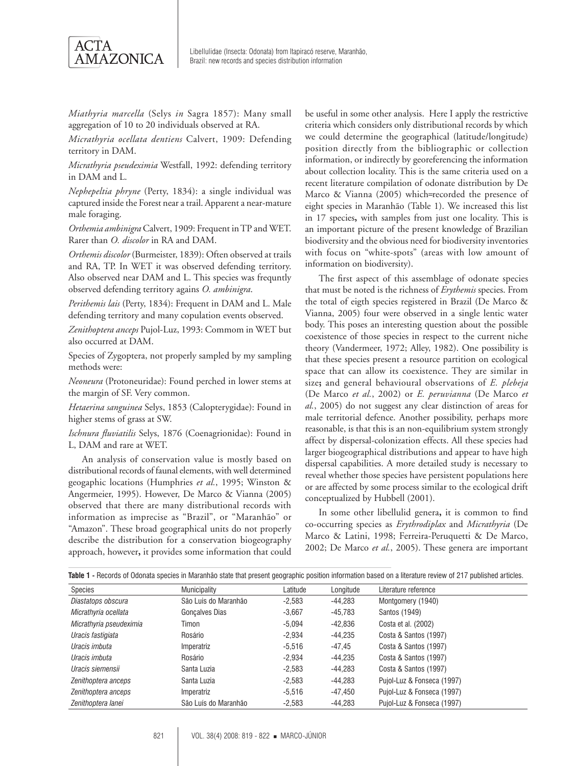*Miathyria marcella* (Selys *in* Sagra 1857): Many small aggregation of 10 to 20 individuals observed at RA.

*Micrathyria ocellata dentiens* Calvert, 1909: Defending territory in DAM.

*Micrathyria pseudeximia* Westfall, 1992: defending territory in DAM and L.

*Nephepeltia phryne* (Perty, 1834): a single individual was captured inside the Forest near a trail. Apparent a near-mature male foraging.

*Orthemia ambinigra* Calvert, 1909: Frequent in TP and WET. Rarer than *O. discolor* in RA and DAM.

*Orthemis discolor* (Burmeister, 1839): Often observed at trails and RA, TP. In WET it was observed defending territory. Also observed near DAM and L. This species was frequntly observed defending territory agains *O. ambinigra*.

*Perithemis lais* (Perty, 1834): Frequent in DAM and L. Male defending territory and many copulation events observed.

*Zenithoptera anceps* Pujol-Luz, 1993: Commom in WET but also occurred at DAM.

Species of Zygoptera, not properly sampled by my sampling methods were:

*Neoneura* (Protoneuridae): Found perched in lower stems at the margin of SF. Very common.

*Hetaerina sanguinea* Selys, 1853 (Calopterygidae): Found in higher stems of grass at SW.

*Ischnura fluviatilis* Selys, 1876 (Coenagrionidae): Found in L, DAM and rare at WET.

An analysis of conservation value is mostly based on distributional records of faunal elements, with well determined geogaphic locations (Humphries *et al.*, 1995; Winston & Angermeier, 1995). However, De Marco & Vianna (2005) observed that there are many distributional records with information as imprecise as "Brazil", or "Maranhão" or "Amazon". These broad geographical units do not properly describe the distribution for a conservation biogeography approach, however**,** it provides some information that could be useful in some other analysis. Here I apply the restrictive criteria which considers only distributional records by which we could determine the geographical (latitude/longitude) position directly from the bibliographic or collection information, or indirectly by georeferencing the information about collection locality. This is the same criteria used on a recent literature compilation of odonate distribution by De Marco & Vianna (2005) which=recorded the presence of eight species in Maranhão (Table 1). We increased this list in 17 species**,** with samples from just one locality. This is an important picture of the present knowledge of Brazilian biodiversity and the obvious need for biodiversity inventories with focus on "white-spots" (areas with low amount of information on biodiversity).

The first aspect of this assemblage of odonate species that must be noted is the richness of *Erythemis* species. From the total of eigth species registered in Brazil (De Marco & Vianna, 2005) four were observed in a single lentic water body. This poses an interesting question about the possible coexistence of those species in respect to the current niche theory (Vandermeer, 1972; Alley, 1982). One possibility is that these species present a resource partition on ecological space that can allow its coexistence. They are similar in size**;** and general behavioural observations of *E. plebeja* (De Marco *et al.*, 2002) or *E. peruvianna* (De Marco *et al.*, 2005) do not suggest any clear distinction of areas for male territorial defence. Another possibility, perhaps more reasonable, is that this is an non-equilibrium system strongly affect by dispersal-colonization effects. All these species had larger biogeographical distributions and appear to have high dispersal capabilities. A more detailed study is necessary to reveal whether those species have persistent populations here or are affected by some process similar to the ecological drift conceptualized by Hubbell (2001).

In some other libellulid genera**,** it is common to find co-occurring species as *Erythrodiplax* and *Micrathyria* (De Marco & Latini, 1998; Ferreira-Peruquetti & De Marco, 2002; De Marco *et al.*, 2005). These genera are important

**Table 1** - Records of Odonata species in Maranhão state that present geographic position information based on a literature review of 217 published articles.

| Species | Municipality | Latitude | Longitude | Literature reference |
|---|---|---|---|---|
| *Diastatops obscura* | São Luis do Maranhão | -2,583 | -44,283 | Montgomery (1940) |
| *Micrathyria ocellata* | Gonçalves Dias | -3,667 | -45,783 | Santos (1949) |
| *Micrathyria pseudeximia* | Timon | -5,094 | -42,836 | Costa et al. (2002) |
| *Uracis fastigiata* | Rosário | -2,934 | -44,235 | Costa & Santos (1997) |
| *Uracis imbuta* | Imperatriz | -5,516 | -47,45 | Costa & Santos (1997) |
| *Uracis imbuta* | Rosário | -2,934 | -44,235 | Costa & Santos (1997) |
| *Uracis siemensii* | Santa Luzia | -2,583 | -44,283 | Costa & Santos (1997) |
| *Zenithoptera anceps* | Santa Luzia | -2,583 | -44,283 | Pujol-Luz & Fonseca (1997) |
| *Zenithoptera anceps* | Imperatriz | -5,516 | -47,450 | Pujol-Luz & Fonseca (1997) |
| *Zenithoptera lanei* | São Luís do Maranhão | -2,583 | -44,283 | Pujol-Luz & Fonseca (1997) |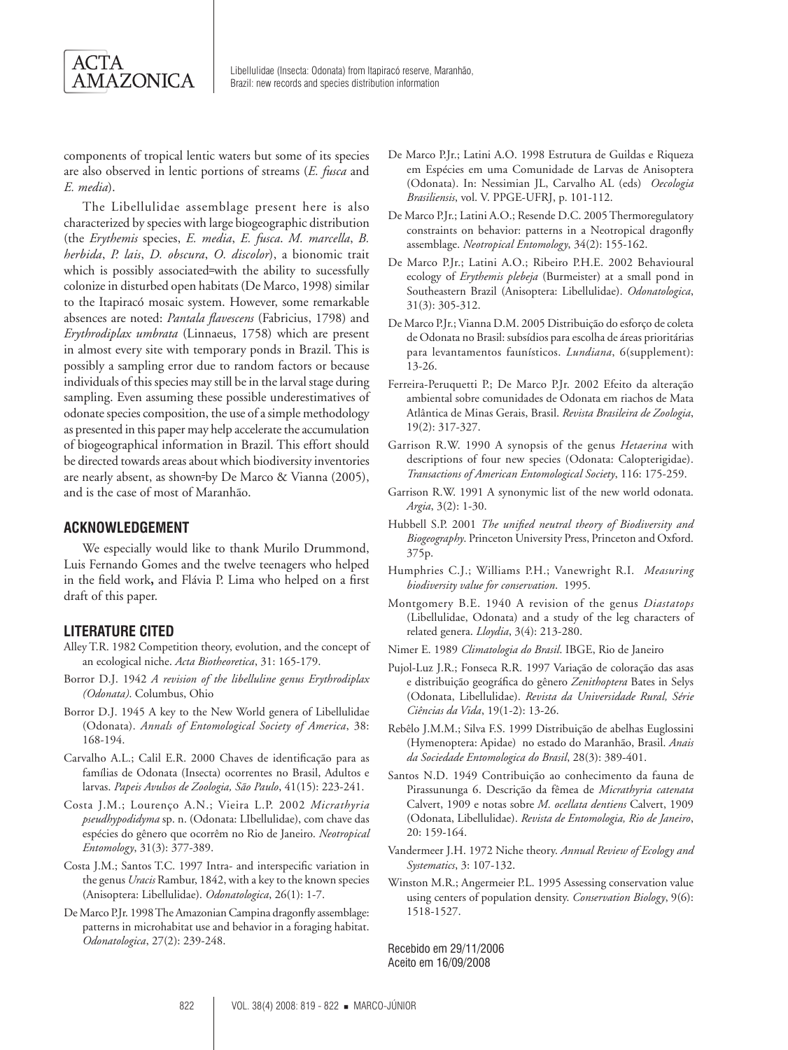components of tropical lentic waters but some of its species are also observed in lentic portions of streams (*E. fusca* and *E. media*).

The Libellulidae assemblage present here is also characterized by species with large biogeographic distribution (the *Erythemis* species, *E. media*, *E. fusca*. *M. marcella*, *B. herbida*, *P. lais*, *D. obscura*, *O. discolor*), a bionomic trait which is possibly associated=with the ability to sucessfully colonize in disturbed open habitats (De Marco, 1998) similar to the Itapiracó mosaic system. However, some remarkable absences are noted: *Pantala flavescens* (Fabricius, 1798) and *Erythrodiplax umbrata* (Linnaeus, 1758) which are present in almost every site with temporary ponds in Brazil. This is possibly a sampling error due to random factors or because individuals of this species may still be in the larval stage during sampling. Even assuming these possible underestimatives of odonate species composition, the use of a simple methodology as presented in this paper may help accelerate the accumulation of biogeographical information in Brazil. This effort should be directed towards areas about which biodiversity inventories are nearly absent, as shown=by De Marco & Vianna (2005), and is the case of most of Maranhão.

## ACKNOWLEDGEMENT

We especially would like to thank Murilo Drummond, Luis Fernando Gomes and the twelve teenagers who helped in the field work**,** and Flávia P. Lima who helped on a first draft of this paper.

## LITERATURE CITED

Alley T.R. 1982 Competition theory, evolution, and the concept of an ecological niche. *Acta Biotheoretica*, 31: 165-179.

Borror D.J. 1942 *A revision of the libelluline genus Erythrodiplax (Odonata)*. Columbus, Ohio

Borror D.J. 1945 A key to the New World genera of Libellulidae (Odonata). *Annals of Entomological Society of America*, 38: 168-194.

Carvalho A.L.; Calil E.R. 2000 Chaves de identificação para as famílias de Odonata (Insecta) ocorrentes no Brasil, Adultos e larvas. *Papeis Avulsos de Zoologia, São Paulo*, 41(15): 223-241.

Costa J.M.; Lourenço A.N.; Vieira L.P. 2002 *Micrathyria pseudhypodidyma* sp. n. (Odonata: LIbellulidae), com chave das espécies do gênero que ocorrêm no Rio de Janeiro. *Neotropical Entomology*, 31(3): 377-389.

Costa J.M.; Santos T.C. 1997 Intra- and interspecific variation in the genus *Uracis* Rambur, 1842, with a key to the known species (Anisoptera: Libellulidae). *Odonatologica*, 26(1): 1-7.

De Marco P.Jr. 1998 The Amazonian Campina dragonfly assemblage: patterns in microhabitat use and behavior in a foraging habitat. *Odonatologica*, 27(2): 239-248.

De Marco P.Jr.; Latini A.O. 1998 Estrutura de Guildas e Riqueza em Espécies em uma Comunidade de Larvas de Anisoptera (Odonata). In: Nessimian JL, Carvalho AL (eds) *Oecologia Brasiliensis*, vol. V. PPGE-UFRJ, p. 101-112.

De Marco P.Jr.; Latini A.O.; Resende D.C. 2005 Thermoregulatory constraints on behavior: patterns in a Neotropical dragonfly assemblage. *Neotropical Entomology*, 34(2): 155-162.

De Marco P.Jr.; Latini A.O.; Ribeiro P.H.E. 2002 Behavioural ecology of *Erythemis plebeja* (Burmeister) at a small pond in Southeastern Brazil (Anisoptera: Libellulidae). *Odonatologica*, 31(3): 305-312.

De Marco P.Jr.; Vianna D.M. 2005 Distribuição do esforço de coleta de Odonata no Brasil: subsídios para escolha de áreas prioritárias para levantamentos faunísticos. *Lundiana*, 6(supplement): 13-26.

Ferreira-Peruquetti P.; De Marco P.Jr. 2002 Efeito da alteração ambiental sobre comunidades de Odonata em riachos de Mata Atlântica de Minas Gerais, Brasil. *Revista Brasileira de Zoologia*, 19(2): 317-327.

Garrison R.W. 1990 A synopsis of the genus *Hetaerina* with descriptions of four new species (Odonata: Calopterigidae). *Transactions of American Entomological Society*, 116: 175-259.

Garrison R.W. 1991 A synonymic list of the new world odonata. *Argia*, 3(2): 1-30.

Hubbell S.P. 2001 *The unified neutral theory of Biodiversity and Biogeography*. Princeton University Press, Princeton and Oxford. 375p.

Humphries C.J.; Williams P.H.; Vanewright R.I. *Measuring biodiversity value for conservation*. 1995.

Montgomery B.E. 1940 A revision of the genus *Diastatops* (Libellulidae, Odonata) and a study of the leg characters of related genera. *Lloydia*, 3(4): 213-280.

Nimer E. 1989 *Climatologia do Brasil*. IBGE, Rio de Janeiro

Pujol-Luz J.R.; Fonseca R.R. 1997 Variação de coloração das asas e distribuição geográfica do gênero *Zenithoptera* Bates in Selys (Odonata, Libellulidae). *Revista da Universidade Rural, Série Ciências da Vida*, 19(1-2): 13-26.

Rebêlo J.M.M.; Silva F.S. 1999 Distribuição de abelhas Euglossini (Hymenoptera: Apidae) no estado do Maranhão, Brasil. *Anais da Sociedade Entomologica do Brasil*, 28(3): 389-401.

Santos N.D. 1949 Contribuição ao conhecimento da fauna de Pirassununga 6. Descrição da fêmea de *Micrathyria catenata* Calvert, 1909 e notas sobre *M. ocellata dentiens* Calvert, 1909 (Odonata, Libellulidae). *Revista de Entomologia, Rio de Janeiro*, 20: 159-164.

Vandermeer J.H. 1972 Niche theory. *Annual Review of Ecology and Systematics*, 3: 107-132.

Winston M.R.; Angermeier P.L. 1995 Assessing conservation value using centers of population density. *Conservation Biology*, 9(6): 1518-1527.

Recebido em 29/11/2006
Aceito em 16/09/2008